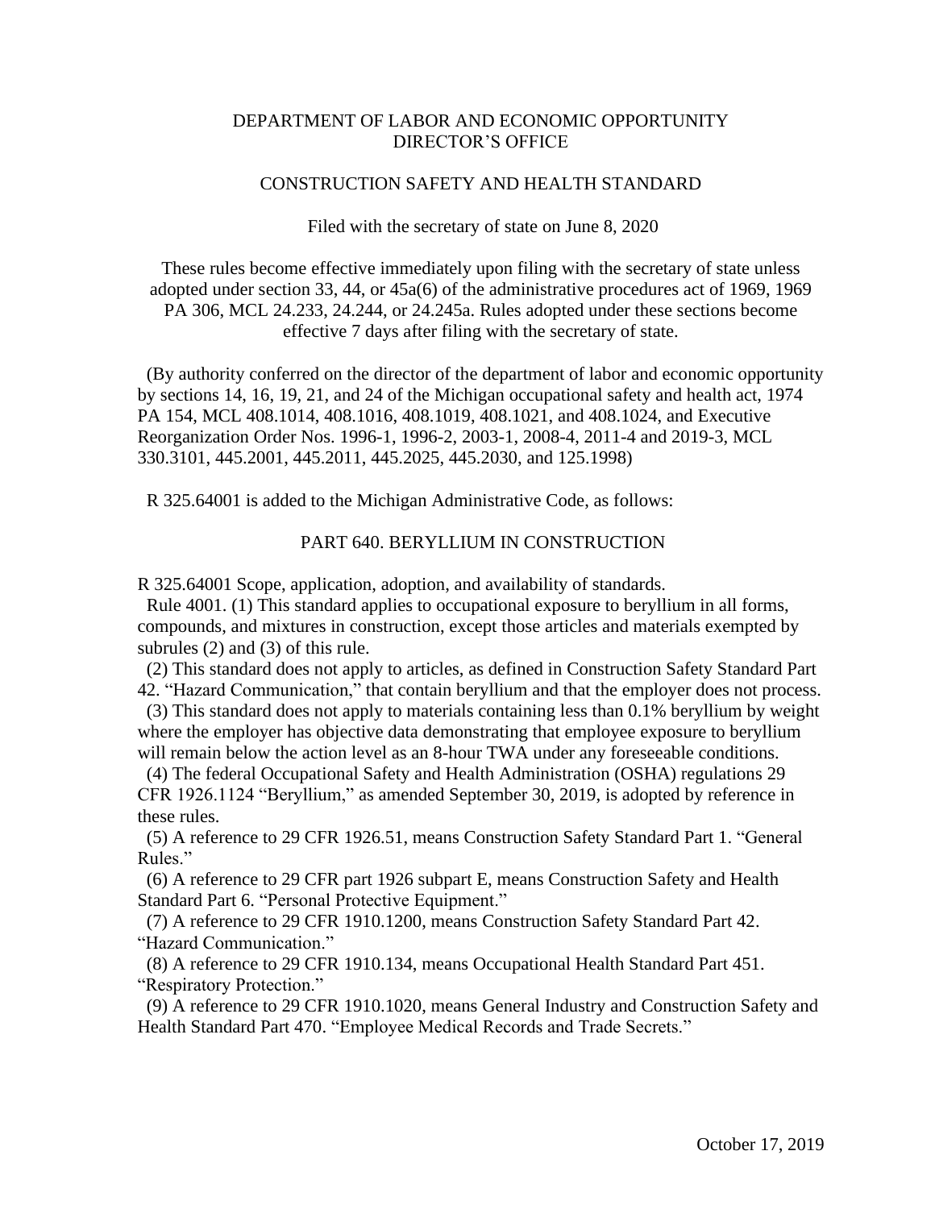DEPARTMENT OF LABOR AND ECONOMIC OPPORTUNITY
DIRECTOR'S OFFICE

CONSTRUCTION SAFETY AND HEALTH STANDARD

Filed with the secretary of state on June 8, 2020

These rules become effective immediately upon filing with the secretary of state unless adopted under section 33, 44, or 45a(6) of the administrative procedures act of 1969, 1969 PA 306, MCL 24.233, 24.244, or 24.245a. Rules adopted under these sections become effective 7 days after filing with the secretary of state.

(By authority conferred on the director of the department of labor and economic opportunity by sections 14, 16, 19, 21, and 24 of the Michigan occupational safety and health act, 1974 PA 154, MCL 408.1014, 408.1016, 408.1019, 408.1021, and 408.1024, and Executive Reorganization Order Nos. 1996-1, 1996-2, 2003-1, 2008-4, 2011-4 and 2019-3, MCL 330.3101, 445.2001, 445.2011, 445.2025, 445.2030, and 125.1998)

R 325.64001 is added to the Michigan Administrative Code, as follows:

PART 640. BERYLLIUM IN CONSTRUCTION

R 325.64001 Scope, application, adoption, and availability of standards.

Rule 4001. (1) This standard applies to occupational exposure to beryllium in all forms, compounds, and mixtures in construction, except those articles and materials exempted by subrules (2) and (3) of this rule.

(2) This standard does not apply to articles, as defined in Construction Safety Standard Part 42. "Hazard Communication," that contain beryllium and that the employer does not process.

(3) This standard does not apply to materials containing less than 0.1% beryllium by weight where the employer has objective data demonstrating that employee exposure to beryllium will remain below the action level as an 8-hour TWA under any foreseeable conditions.

(4) The federal Occupational Safety and Health Administration (OSHA) regulations 29 CFR 1926.1124 "Beryllium," as amended September 30, 2019, is adopted by reference in these rules.

(5) A reference to 29 CFR 1926.51, means Construction Safety Standard Part 1. "General Rules."

(6) A reference to 29 CFR part 1926 subpart E, means Construction Safety and Health Standard Part 6. "Personal Protective Equipment."

(7) A reference to 29 CFR 1910.1200, means Construction Safety Standard Part 42. "Hazard Communication."

(8) A reference to 29 CFR 1910.134, means Occupational Health Standard Part 451. "Respiratory Protection."

(9) A reference to 29 CFR 1910.1020, means General Industry and Construction Safety and Health Standard Part 470. "Employee Medical Records and Trade Secrets."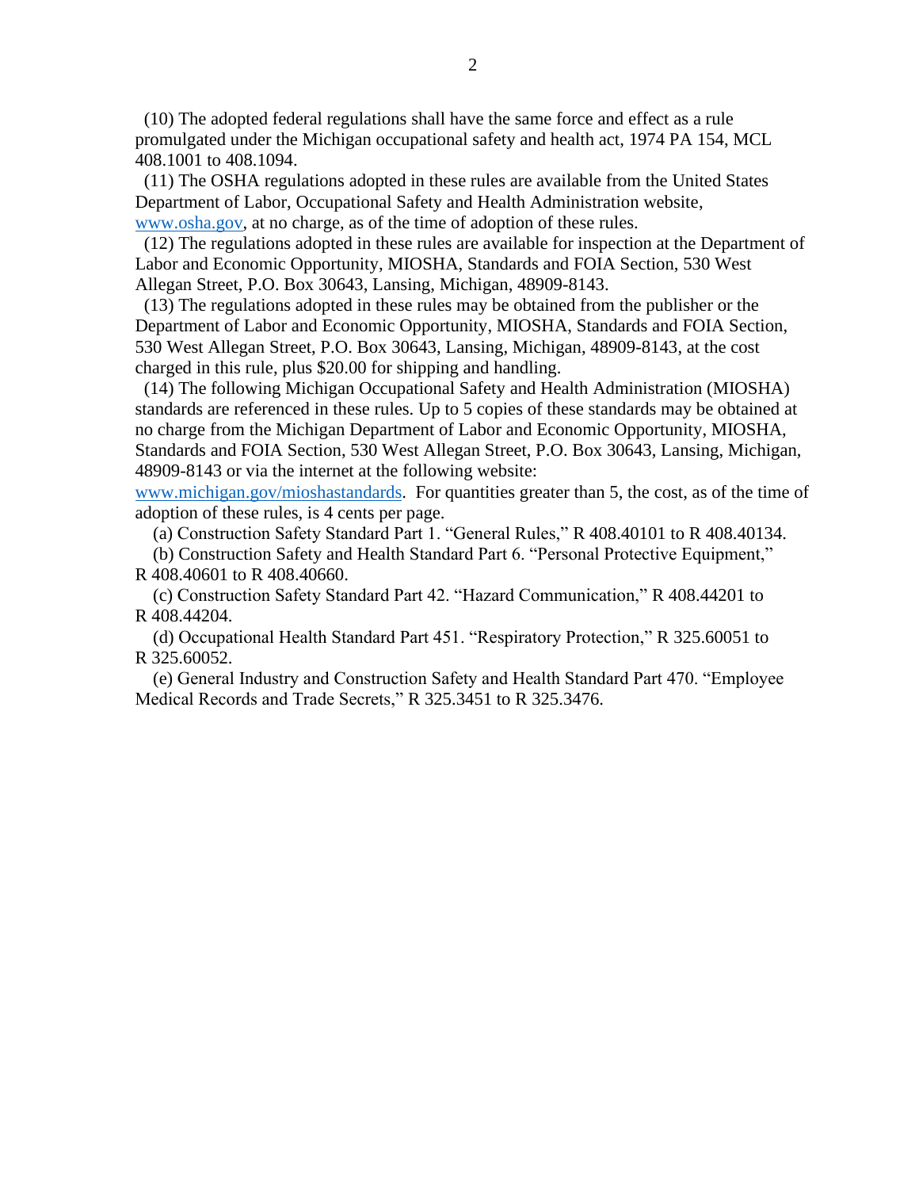(10) The adopted federal regulations shall have the same force and effect as a rule promulgated under the Michigan occupational safety and health act, 1974 PA 154, MCL 408.1001 to 408.1094.

(11) The OSHA regulations adopted in these rules are available from the United States Department of Labor, Occupational Safety and Health Administration website, www.osha.gov, at no charge, as of the time of adoption of these rules.

(12) The regulations adopted in these rules are available for inspection at the Department of Labor and Economic Opportunity, MIOSHA, Standards and FOIA Section, 530 West Allegan Street, P.O. Box 30643, Lansing, Michigan, 48909-8143.

(13) The regulations adopted in these rules may be obtained from the publisher or the Department of Labor and Economic Opportunity, MIOSHA, Standards and FOIA Section, 530 West Allegan Street, P.O. Box 30643, Lansing, Michigan, 48909-8143, at the cost charged in this rule, plus $20.00 for shipping and handling.

(14) The following Michigan Occupational Safety and Health Administration (MIOSHA) standards are referenced in these rules. Up to 5 copies of these standards may be obtained at no charge from the Michigan Department of Labor and Economic Opportunity, MIOSHA, Standards and FOIA Section, 530 West Allegan Street, P.O. Box 30643, Lansing, Michigan, 48909-8143 or via the internet at the following website: www.michigan.gov/mioshastandards. For quantities greater than 5, the cost, as of the time of adoption of these rules, is 4 cents per page.

(a) Construction Safety Standard Part 1. "General Rules," R 408.40101 to R 408.40134.

(b) Construction Safety and Health Standard Part 6. "Personal Protective Equipment," R 408.40601 to R 408.40660.

(c) Construction Safety Standard Part 42. "Hazard Communication," R 408.44201 to R 408.44204.

(d) Occupational Health Standard Part 451. "Respiratory Protection," R 325.60051 to R 325.60052.

(e) General Industry and Construction Safety and Health Standard Part 470. "Employee Medical Records and Trade Secrets," R 325.3451 to R 325.3476.